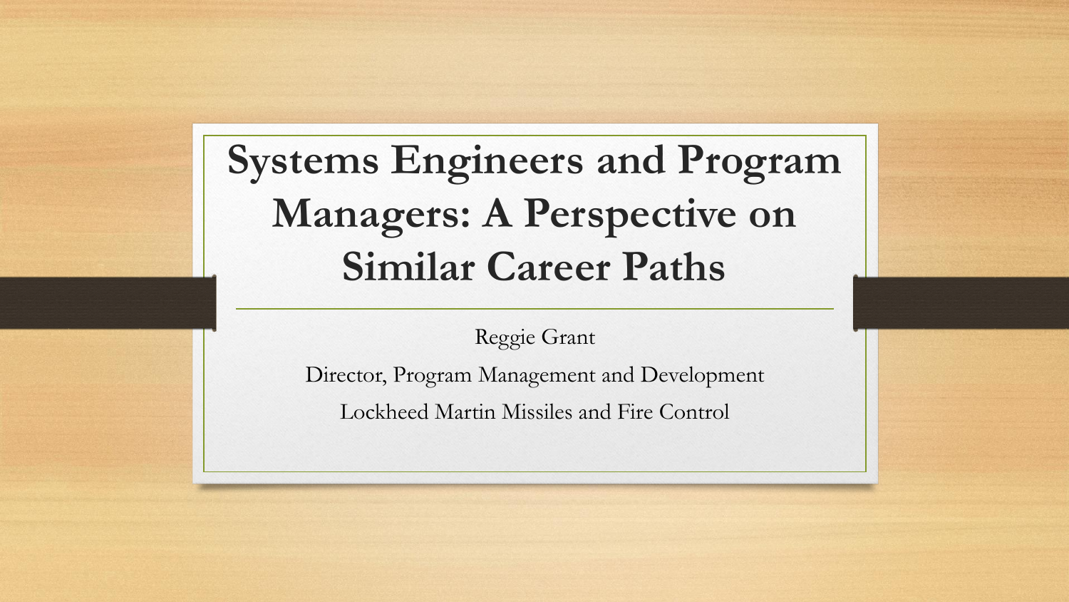# Systems Engineers and Program Managers: A Perspective on Similar Career Paths

Reggie Grant

Director, Program Management and Development

Lockheed Martin Missiles and Fire Control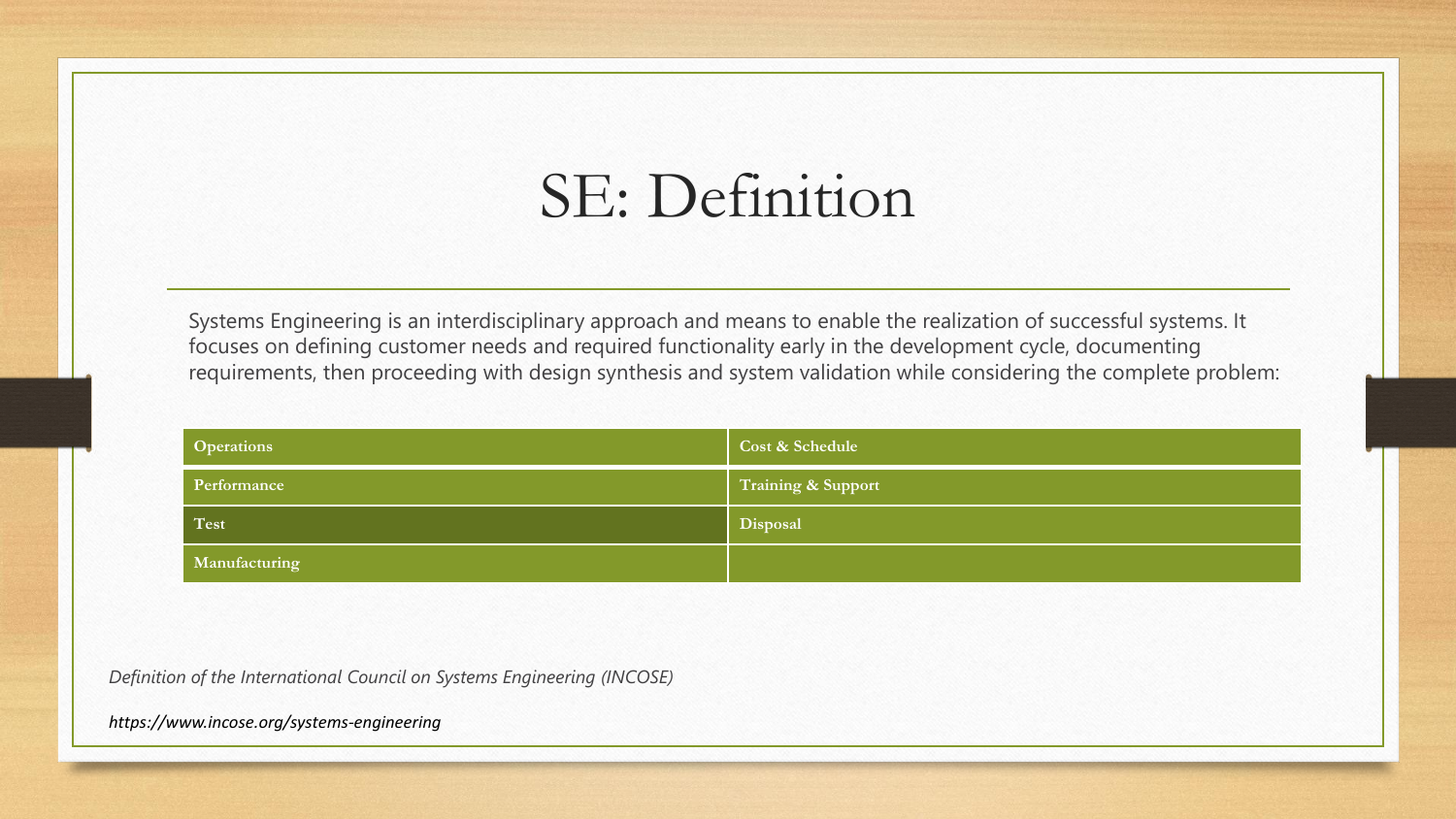# SE: Definition

Systems Engineering is an interdisciplinary approach and means to enable the realization of successful systems. It focuses on defining customer needs and required functionality early in the development cycle, documenting requirements, then proceeding with design synthesis and system validation while considering the complete problem:

| | |
|---|---|
| Operations | Cost & Schedule |
| Performance | Training & Support |
| Test | Disposal |
| Manufacturing | |

*Definition of the International Council on Systems Engineering (INCOSE)*

***https://www.incose.org/systems-engineering***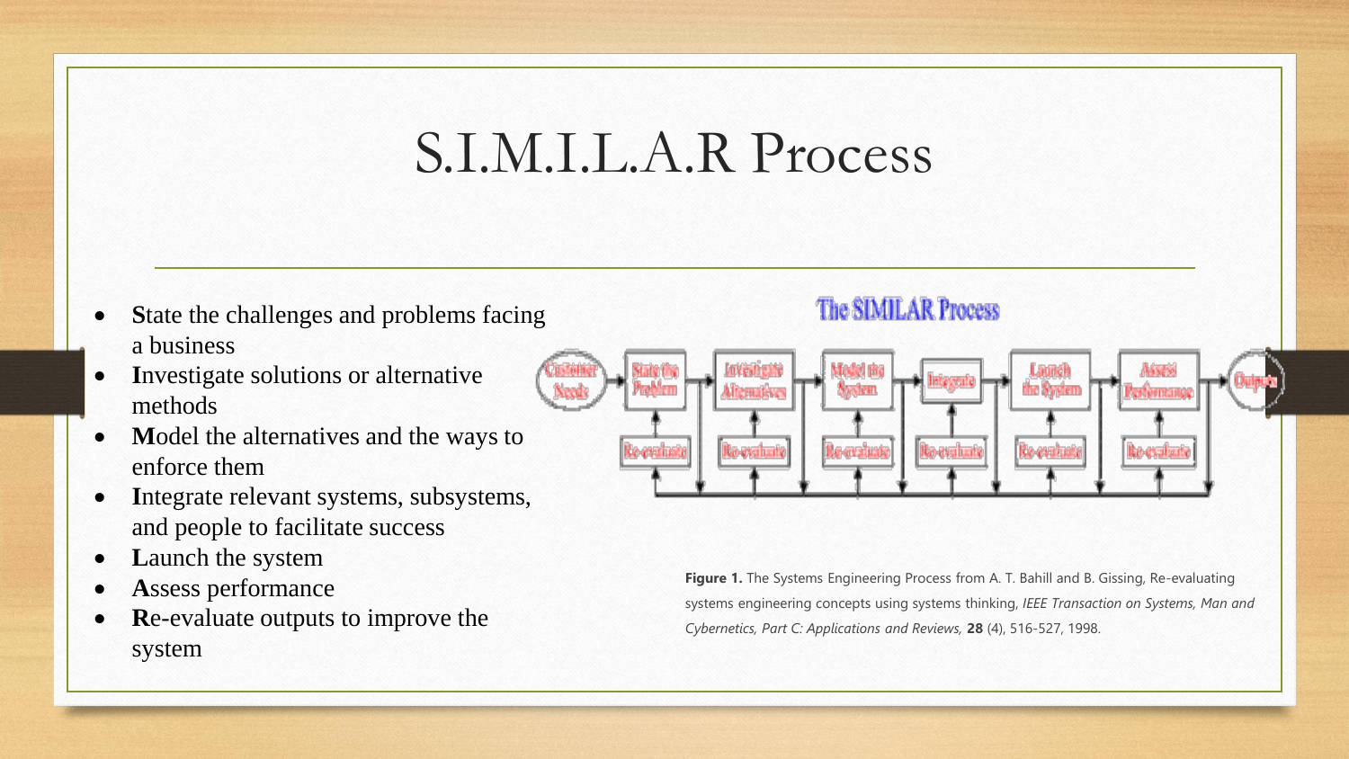# S.I.M.I.L.A.R Process

- **S**tate the challenges and problems facing a business
- **I**nvestigate solutions or alternative methods
- **M**odel the alternatives and the ways to enforce them
- **I**ntegrate relevant systems, subsystems, and people to facilitate success
- **L**aunch the system
- **A**ssess performance
- **R**e-evaluate outputs to improve the system

The SIMILAR Process

Customer Needs → State the Problem → Investigate Alternatives → Model the System → Integrate → Launch the System → Assess Performance → Outputs

Re-evaluate | Re-evaluate | Re-evaluate | Re-evaluate | Re-evaluate | Re-evaluate

**Figure 1.** The Systems Engineering Process from A. T. Bahill and B. Gissing, Re-evaluating systems engineering concepts using systems thinking, *IEEE Transaction on Systems, Man and Cybernetics, Part C: Applications and Reviews,* **28** (4), 516-527, 1998.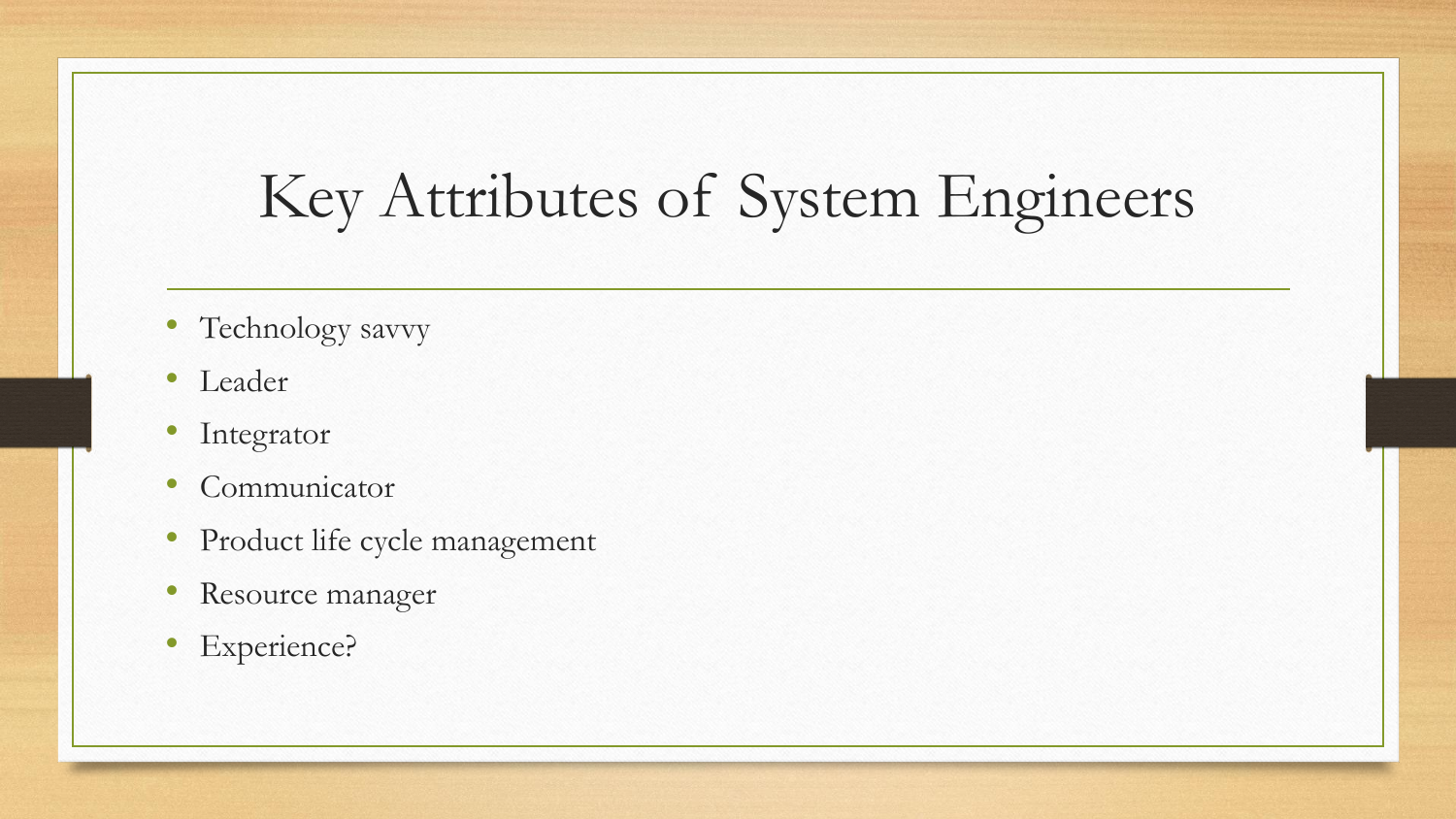# Key Attributes of System Engineers

- Technology savvy
- Leader
- Integrator
- Communicator
- Product life cycle management
- Resource manager
- Experience?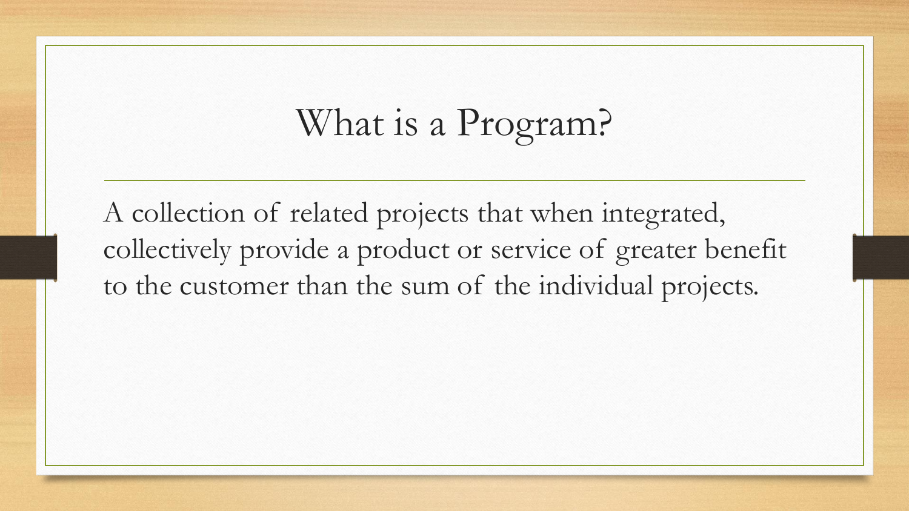# What is a Program?

A collection of related projects that when integrated, collectively provide a product or service of greater benefit to the customer than the sum of the individual projects.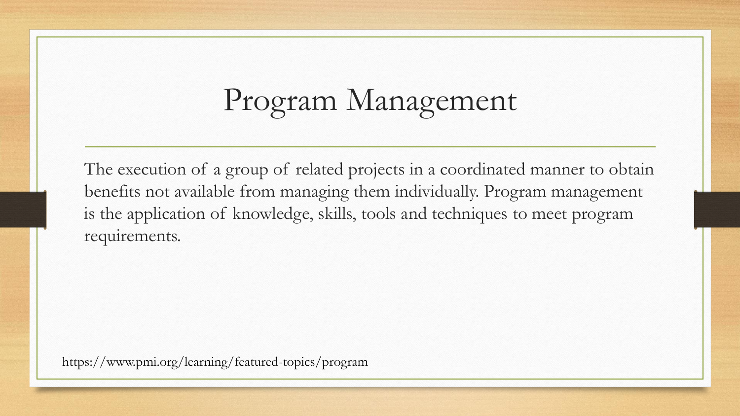# Program Management

The execution of a group of related projects in a coordinated manner to obtain benefits not available from managing them individually. Program management is the application of knowledge, skills, tools and techniques to meet program requirements.

https://www.pmi.org/learning/featured-topics/program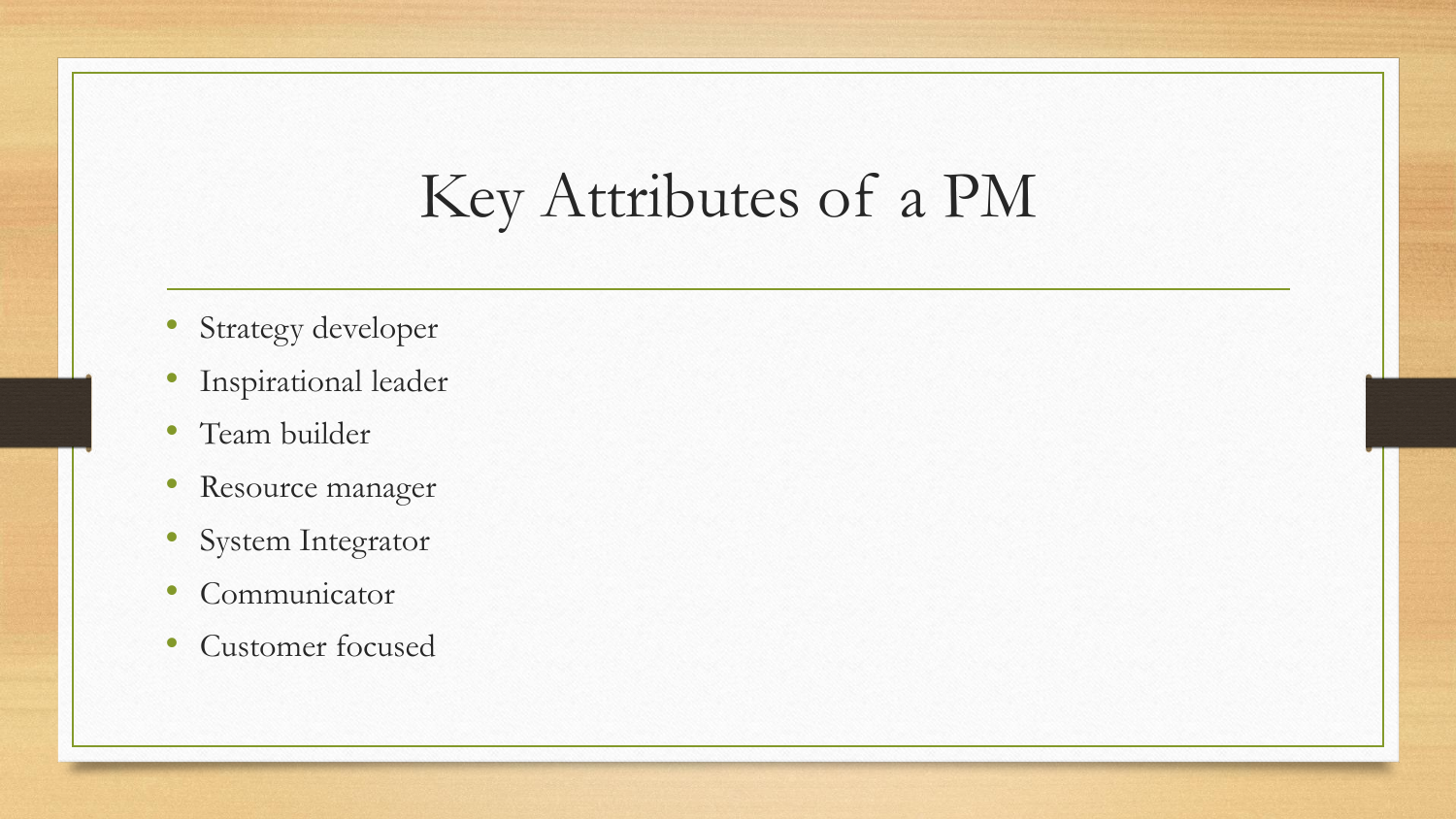# Key Attributes of a PM

- Strategy developer
- Inspirational leader
- Team builder
- Resource manager
- System Integrator
- Communicator
- Customer focused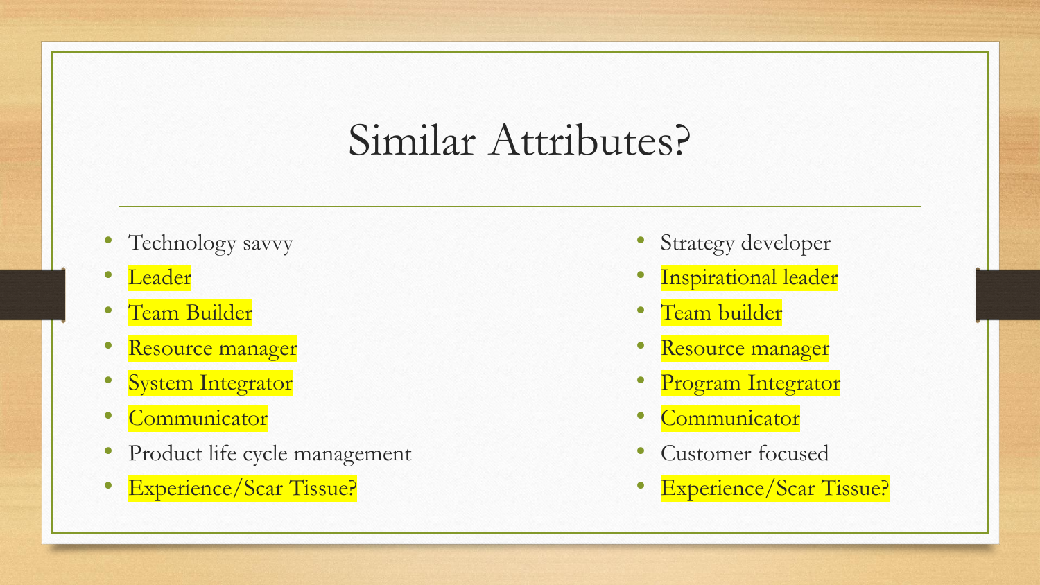# Similar Attributes?

- Technology savvy
- Leader
- Team Builder
- Resource manager
- System Integrator
- Communicator
- Product life cycle management
- Experience/Scar Tissue?

- Strategy developer
- Inspirational leader
- Team builder
- Resource manager
- Program Integrator
- Communicator
- Customer focused
- Experience/Scar Tissue?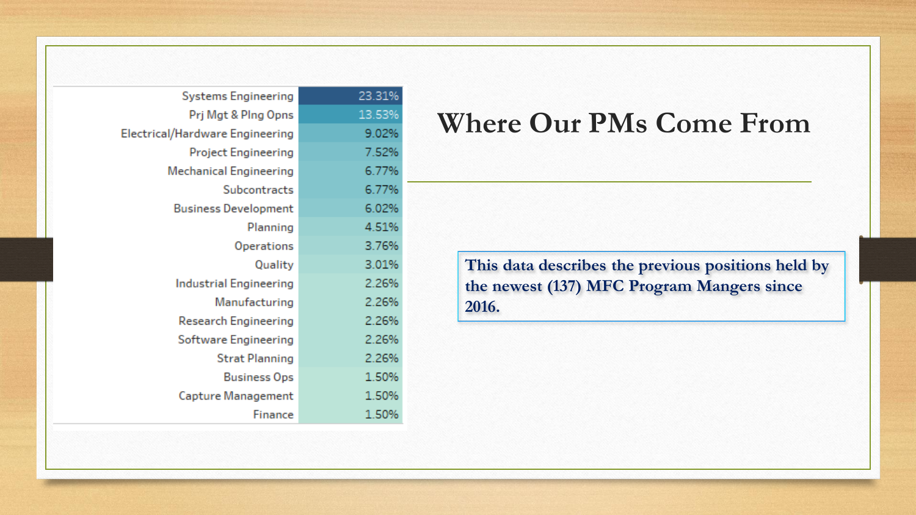# Where Our PMs Come From

| Previous Position | Percentage |
| --- | --- |
| Systems Engineering | 23.31% |
| Prj Mgt & Plng Opns | 13.53% |
| Electrical/Hardware Engineering | 9.02% |
| Project Engineering | 7.52% |
| Mechanical Engineering | 6.77% |
| Subcontracts | 6.77% |
| Business Development | 6.02% |
| Planning | 4.51% |
| Operations | 3.76% |
| Quality | 3.01% |
| Industrial Engineering | 2.26% |
| Manufacturing | 2.26% |
| Research Engineering | 2.26% |
| Software Engineering | 2.26% |
| Strat Planning | 2.26% |
| Business Ops | 1.50% |
| Capture Management | 1.50% |
| Finance | 1.50% |

**This data describes the previous positions held by the newest (137) MFC Program Mangers since 2016.**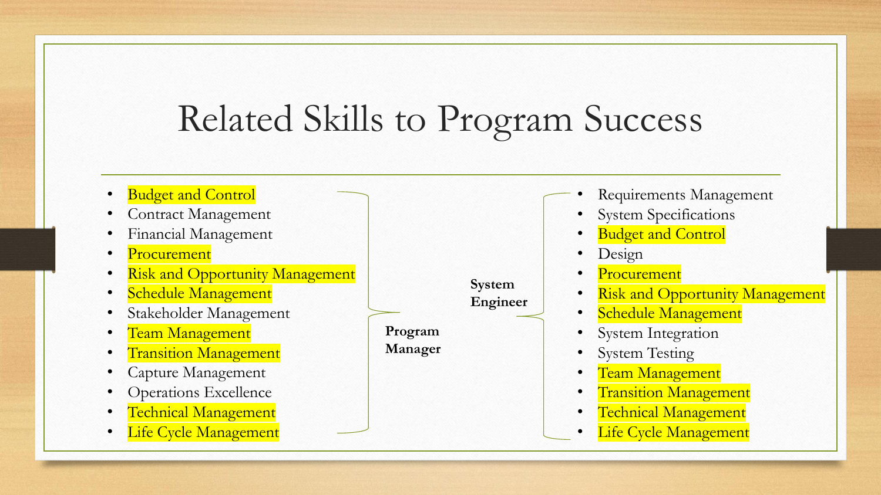# Related Skills to Program Success

**Program Manager**

- Budget and Control
- Contract Management
- Financial Management
- Procurement
- Risk and Opportunity Management
- Schedule Management
- Stakeholder Management
- Team Management
- Transition Management
- Capture Management
- Operations Excellence
- Technical Management
- Life Cycle Management

**System Engineer**

- Requirements Management
- System Specifications
- Budget and Control
- Design
- Procurement
- Risk and Opportunity Management
- Schedule Management
- System Integration
- System Testing
- Team Management
- Transition Management
- Technical Management
- Life Cycle Management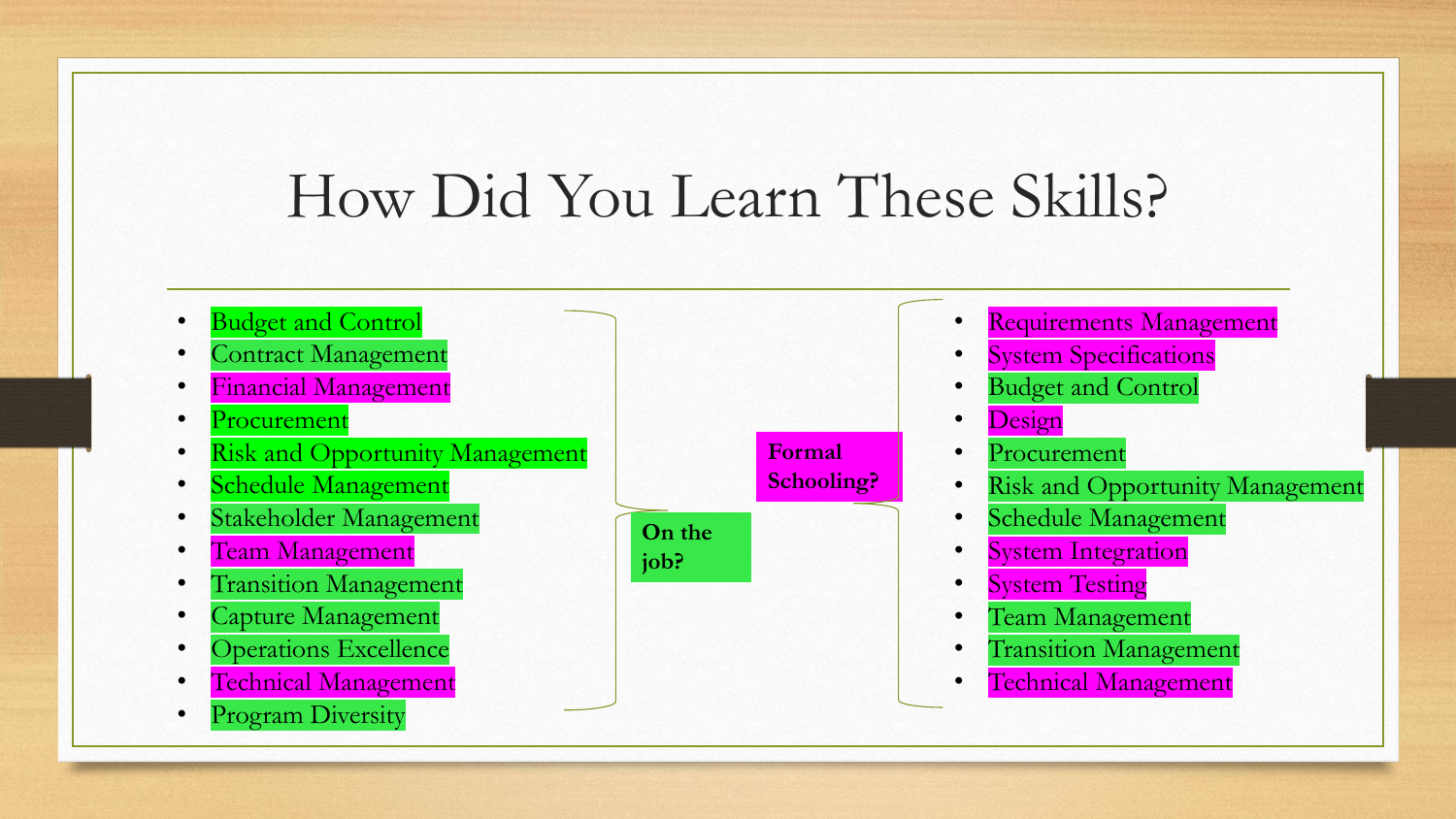# How Did You Learn These Skills?

**On the job?**

- Budget and Control
- Contract Management
- Financial Management
- Procurement
- Risk and Opportunity Management
- Schedule Management
- Stakeholder Management
- Team Management
- Transition Management
- Capture Management
- Operations Excellence
- Technical Management
- Program Diversity

**Formal Schooling?**

- Requirements Management
- System Specifications
- Budget and Control
- Design
- Procurement
- Risk and Opportunity Management
- Schedule Management
- System Integration
- System Testing
- Team Management
- Transition Management
- Technical Management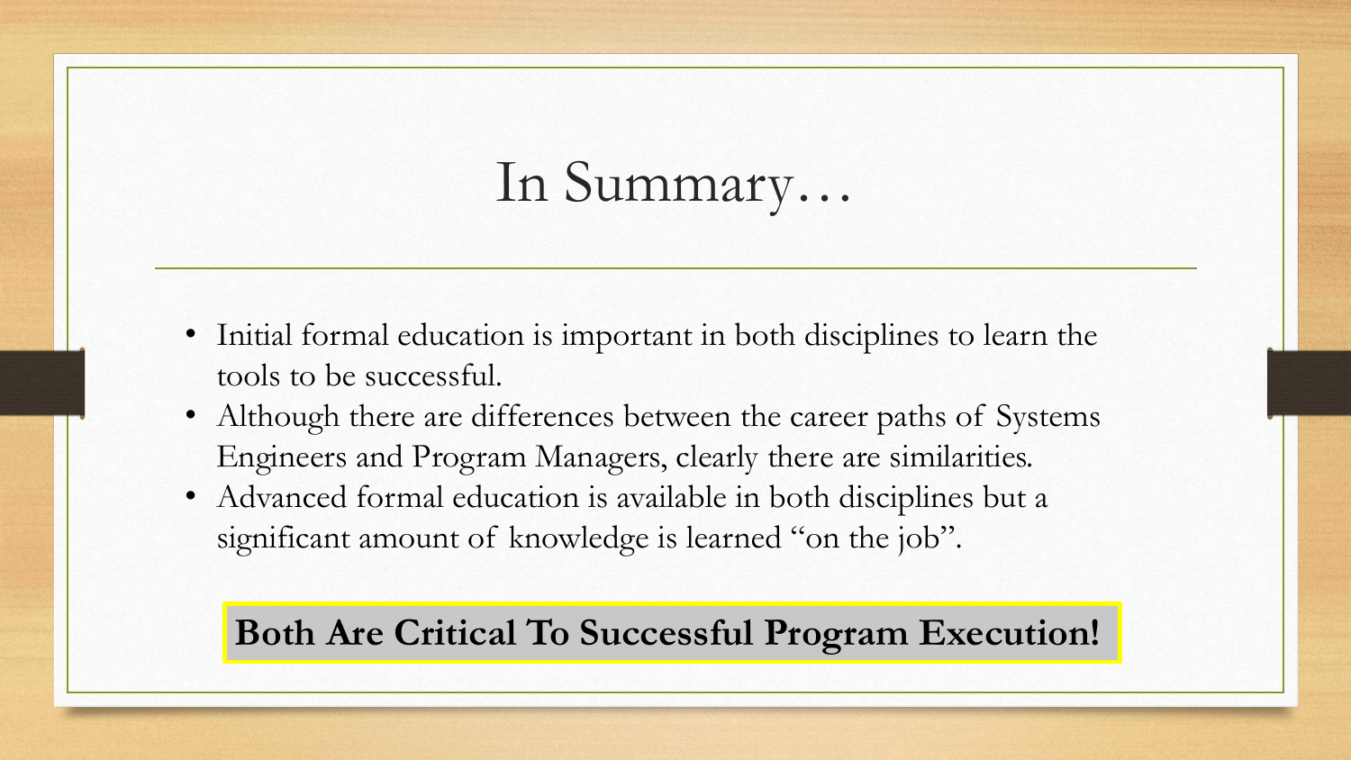# In Summary…

- Initial formal education is important in both disciplines to learn the tools to be successful.
- Although there are differences between the career paths of Systems Engineers and Program Managers, clearly there are similarities.
- Advanced formal education is available in both disciplines but a significant amount of knowledge is learned "on the job".

**Both Are Critical To Successful Program Execution!**